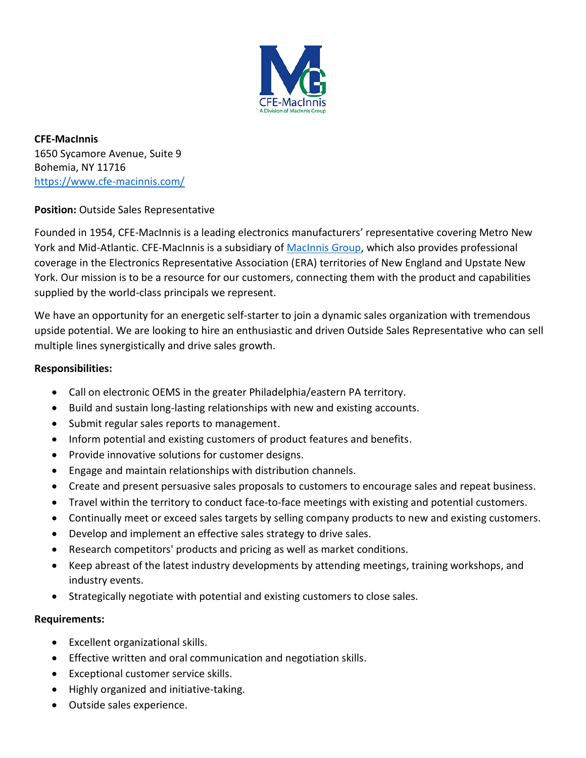**CFE-MacInnis**
1650 Sycamore Avenue, Suite 9
Bohemia, NY 11716
[https://www.cfe-macinnis.com/](https://www.cfe-macinnis.com/)

**Position:** Outside Sales Representative

Founded in 1954, CFE-MacInnis is a leading electronics manufacturers' representative covering Metro New York and Mid-Atlantic. CFE-MacInnis is a subsidiary of MacInnis Group, which also provides professional coverage in the Electronics Representative Association (ERA) territories of New England and Upstate New York. Our mission is to be a resource for our customers, connecting them with the product and capabilities supplied by the world-class principals we represent.

We have an opportunity for an energetic self-starter to join a dynamic sales organization with tremendous upside potential. We are looking to hire an enthusiastic and driven Outside Sales Representative who can sell multiple lines synergistically and drive sales growth.

**Responsibilities:**

- Call on electronic OEMS in the greater Philadelphia/eastern PA territory.
- Build and sustain long-lasting relationships with new and existing accounts.
- Submit regular sales reports to management.
- Inform potential and existing customers of product features and benefits.
- Provide innovative solutions for customer designs.
- Engage and maintain relationships with distribution channels.
- Create and present persuasive sales proposals to customers to encourage sales and repeat business.
- Travel within the territory to conduct face-to-face meetings with existing and potential customers.
- Continually meet or exceed sales targets by selling company products to new and existing customers.
- Develop and implement an effective sales strategy to drive sales.
- Research competitors' products and pricing as well as market conditions.
- Keep abreast of the latest industry developments by attending meetings, training workshops, and industry events.
- Strategically negotiate with potential and existing customers to close sales.

**Requirements:**

- Excellent organizational skills.
- Effective written and oral communication and negotiation skills.
- Exceptional customer service skills.
- Highly organized and initiative-taking.
- Outside sales experience.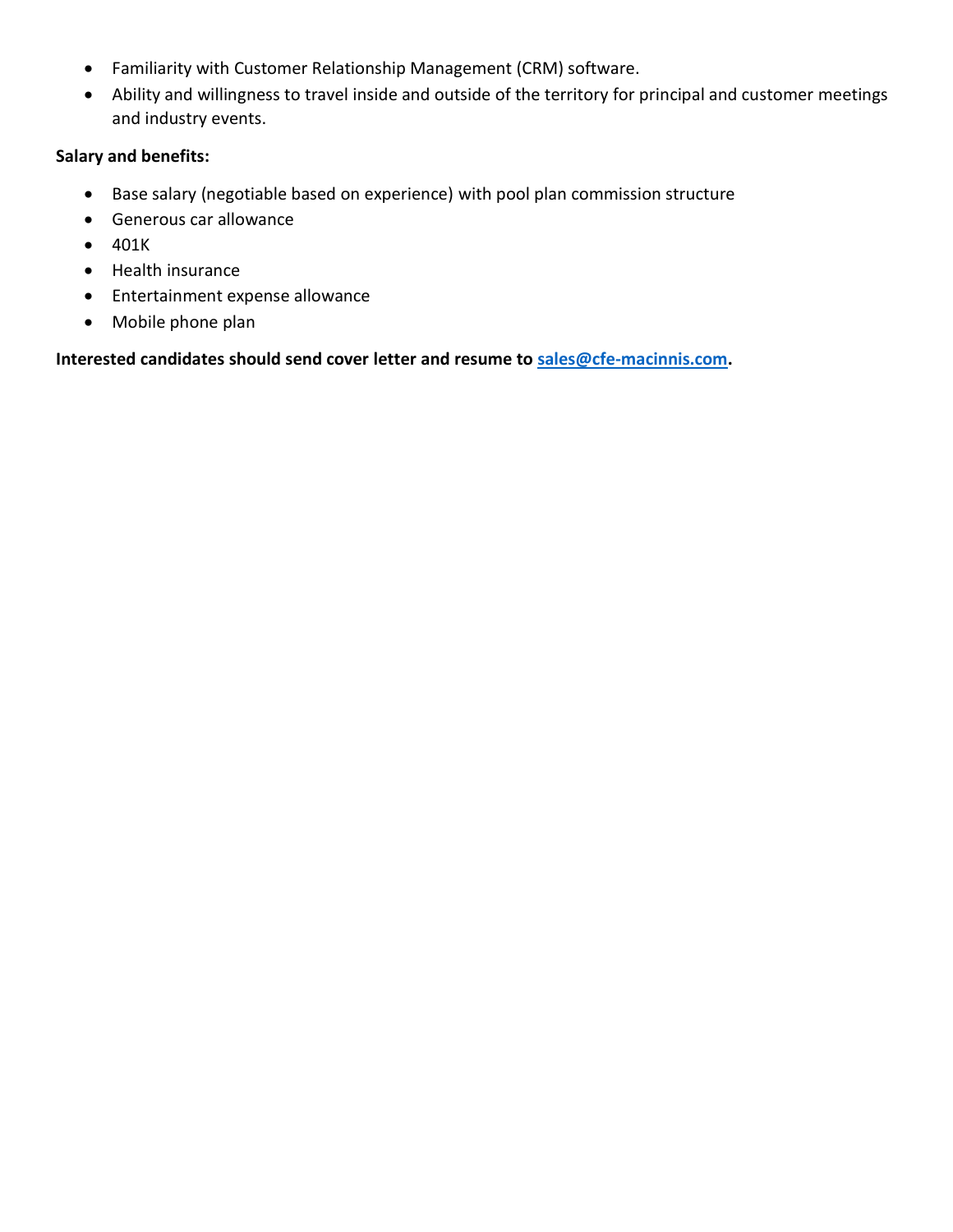- Familiarity with Customer Relationship Management (CRM) software.
- Ability and willingness to travel inside and outside of the territory for principal and customer meetings and industry events.

**Salary and benefits:**

- Base salary (negotiable based on experience) with pool plan commission structure
- Generous car allowance
- 401K
- Health insurance
- Entertainment expense allowance
- Mobile phone plan

**Interested candidates should send cover letter and resume to [sales@cfe-macinnis.com](mailto:sales@cfe-macinnis.com).**